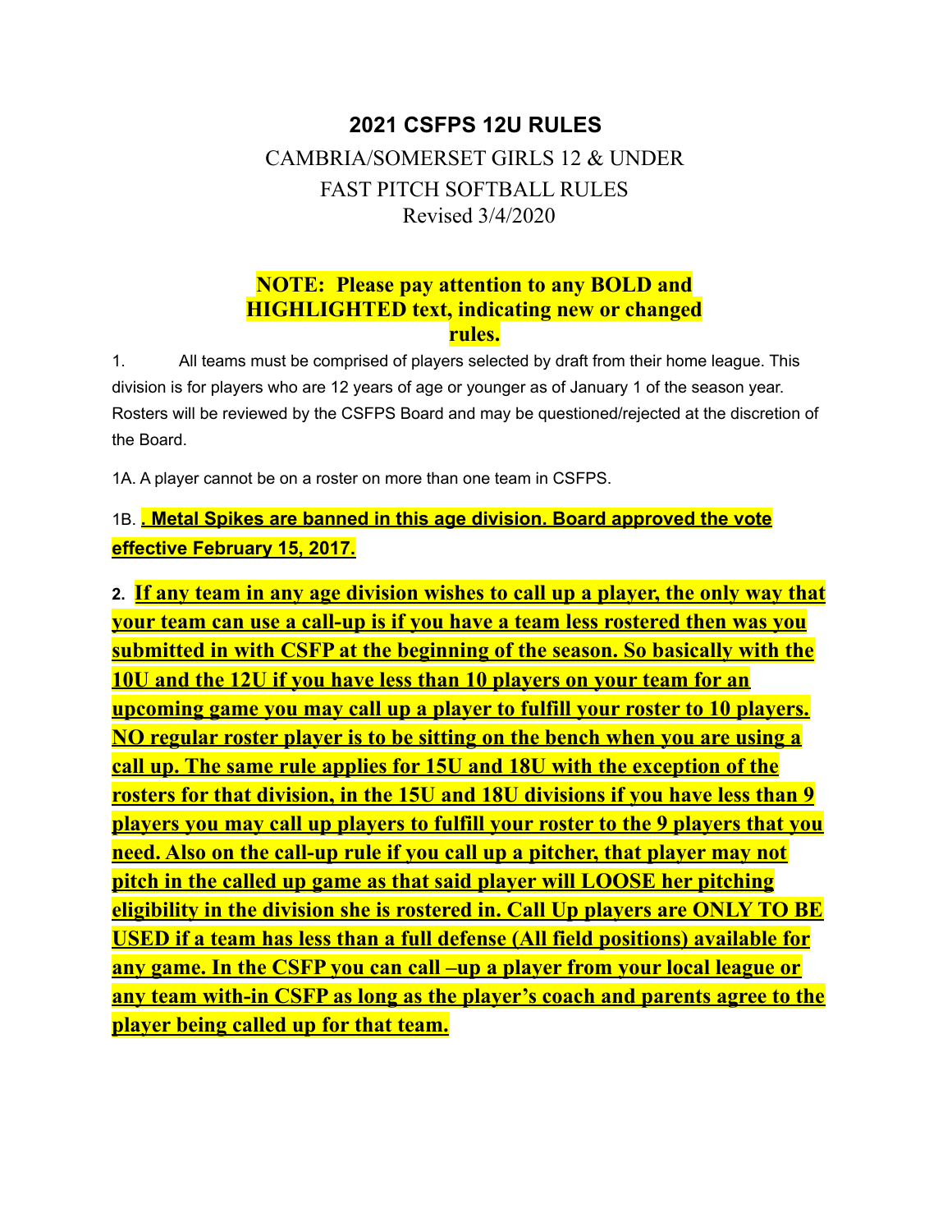# 2021 CSFPS 12U RULES

## CAMBRIA/SOMERSET GIRLS 12 & UNDER FAST PITCH SOFTBALL RULES

Revised 3/4/2020

**NOTE: Please pay attention to any BOLD and HIGHLIGHTED text, indicating new or changed rules.**

1. All teams must be comprised of players selected by draft from their home league. This division is for players who are 12 years of age or younger as of January 1 of the season year. Rosters will be reviewed by the CSFPS Board and may be questioned/rejected at the discretion of the Board.

1A. A player cannot be on a roster on more than one team in CSFPS.

1B. **. Metal Spikes are banned in this age division. Board approved the vote effective February 15, 2017.**

2. **If any team in any age division wishes to call up a player, the only way that your team can use a call-up is if you have a team less rostered then was you submitted in with CSFP at the beginning of the season. So basically with the 10U and the 12U if you have less than 10 players on your team for an upcoming game you may call up a player to fulfill your roster to 10 players. NO regular roster player is to be sitting on the bench when you are using a call up. The same rule applies for 15U and 18U with the exception of the rosters for that division, in the 15U and 18U divisions if you have less than 9 players you may call up players to fulfill your roster to the 9 players that you need. Also on the call-up rule if you call up a pitcher, that player may not pitch in the called up game as that said player will LOOSE her pitching eligibility in the division she is rostered in. Call Up players are ONLY TO BE USED if a team has less than a full defense (All field positions) available for any game. In the CSFP you can call –up a player from your local league or any team with-in CSFP as long as the player's coach and parents agree to the player being called up for that team.**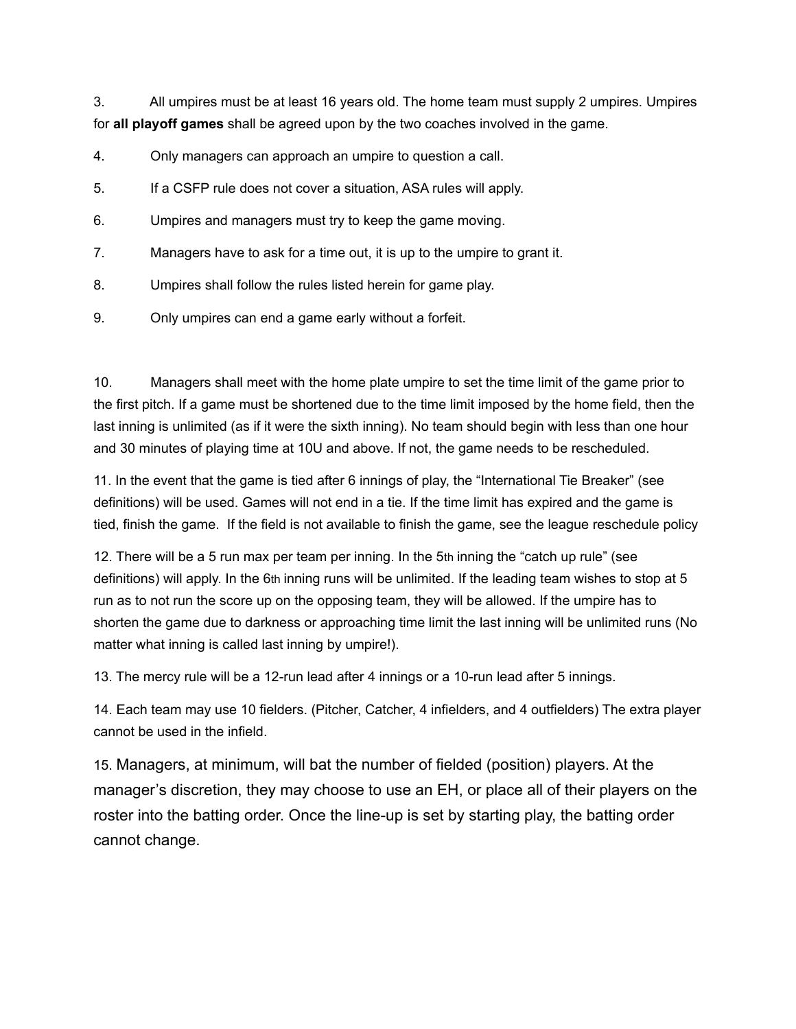3. All umpires must be at least 16 years old. The home team must supply 2 umpires. Umpires for **all playoff games** shall be agreed upon by the two coaches involved in the game.

4. Only managers can approach an umpire to question a call.

5. If a CSFP rule does not cover a situation, ASA rules will apply.

6. Umpires and managers must try to keep the game moving.

7. Managers have to ask for a time out, it is up to the umpire to grant it.

8. Umpires shall follow the rules listed herein for game play.

9. Only umpires can end a game early without a forfeit.

10. Managers shall meet with the home plate umpire to set the time limit of the game prior to the first pitch. If a game must be shortened due to the time limit imposed by the home field, then the last inning is unlimited (as if it were the sixth inning). No team should begin with less than one hour and 30 minutes of playing time at 10U and above. If not, the game needs to be rescheduled.

11. In the event that the game is tied after 6 innings of play, the "International Tie Breaker" (see definitions) will be used. Games will not end in a tie. If the time limit has expired and the game is tied, finish the game. If the field is not available to finish the game, see the league reschedule policy

12. There will be a 5 run max per team per inning. In the 5th inning the "catch up rule" (see definitions) will apply. In the 6th inning runs will be unlimited. If the leading team wishes to stop at 5 run as to not run the score up on the opposing team, they will be allowed. If the umpire has to shorten the game due to darkness or approaching time limit the last inning will be unlimited runs (No matter what inning is called last inning by umpire!).

13. The mercy rule will be a 12-run lead after 4 innings or a 10-run lead after 5 innings.

14. Each team may use 10 fielders. (Pitcher, Catcher, 4 infielders, and 4 outfielders) The extra player cannot be used in the infield.

15. Managers, at minimum, will bat the number of fielded (position) players. At the manager's discretion, they may choose to use an EH, or place all of their players on the roster into the batting order. Once the line-up is set by starting play, the batting order cannot change.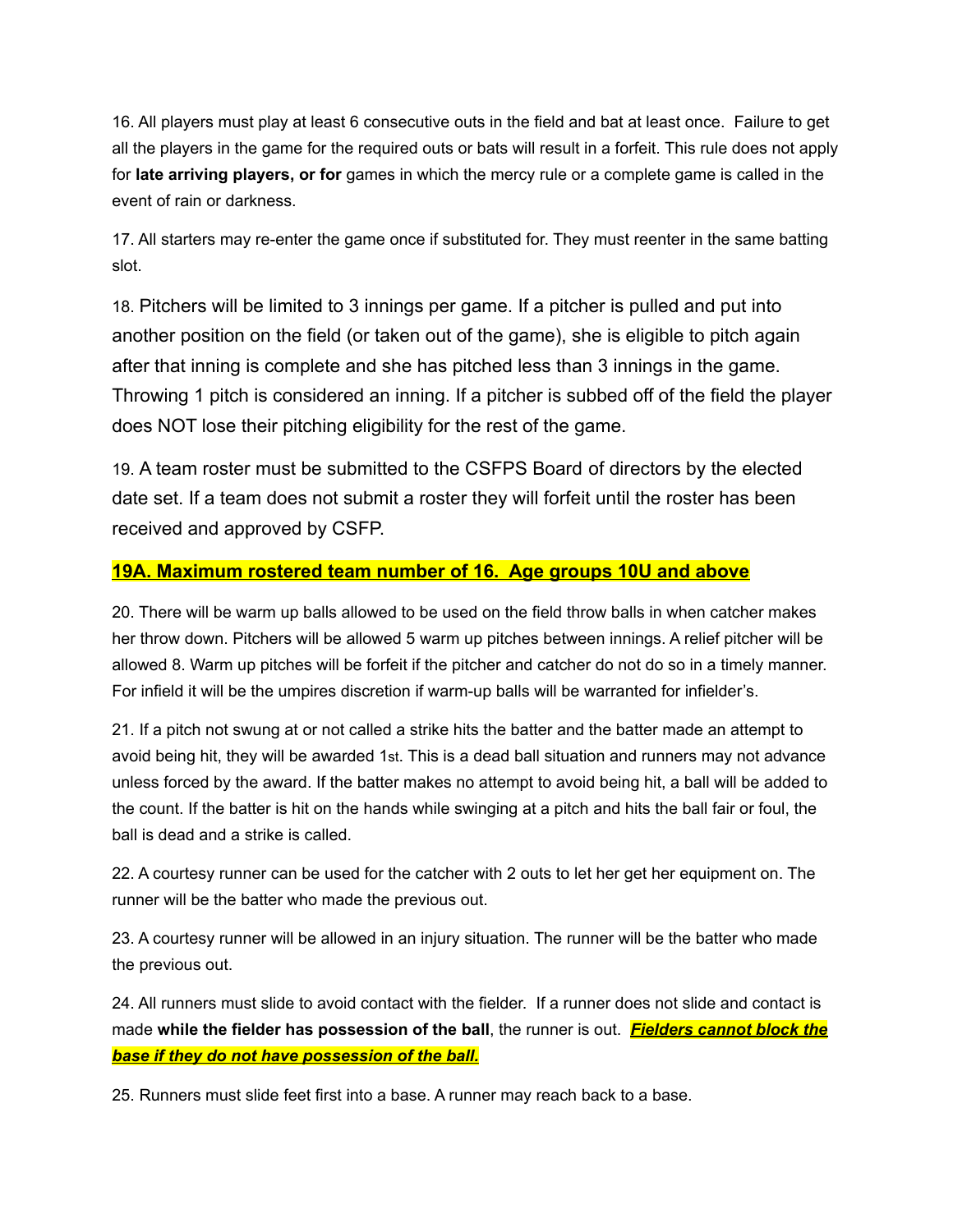16. All players must play at least 6 consecutive outs in the field and bat at least once. Failure to get all the players in the game for the required outs or bats will result in a forfeit. This rule does not apply for **late arriving players, or for** games in which the mercy rule or a complete game is called in the event of rain or darkness.

17. All starters may re-enter the game once if substituted for. They must reenter in the same batting slot.

18. Pitchers will be limited to 3 innings per game. If a pitcher is pulled and put into another position on the field (or taken out of the game), she is eligible to pitch again after that inning is complete and she has pitched less than 3 innings in the game. Throwing 1 pitch is considered an inning. If a pitcher is subbed off of the field the player does NOT lose their pitching eligibility for the rest of the game.

19. A team roster must be submitted to the CSFPS Board of directors by the elected date set. If a team does not submit a roster they will forfeit until the roster has been received and approved by CSFP.

**19A. Maximum rostered team number of 16. Age groups 10U and above**

20. There will be warm up balls allowed to be used on the field throw balls in when catcher makes her throw down. Pitchers will be allowed 5 warm up pitches between innings. A relief pitcher will be allowed 8. Warm up pitches will be forfeit if the pitcher and catcher do not do so in a timely manner. For infield it will be the umpires discretion if warm-up balls will be warranted for infielder's.

21. If a pitch not swung at or not called a strike hits the batter and the batter made an attempt to avoid being hit, they will be awarded 1st. This is a dead ball situation and runners may not advance unless forced by the award. If the batter makes no attempt to avoid being hit, a ball will be added to the count. If the batter is hit on the hands while swinging at a pitch and hits the ball fair or foul, the ball is dead and a strike is called.

22. A courtesy runner can be used for the catcher with 2 outs to let her get her equipment on. The runner will be the batter who made the previous out.

23. A courtesy runner will be allowed in an injury situation. The runner will be the batter who made the previous out.

24. All runners must slide to avoid contact with the fielder. If a runner does not slide and contact is made **while the fielder has possession of the ball**, the runner is out. ***Fielders cannot block the base if they do not have possession of the ball.***

25. Runners must slide feet first into a base. A runner may reach back to a base.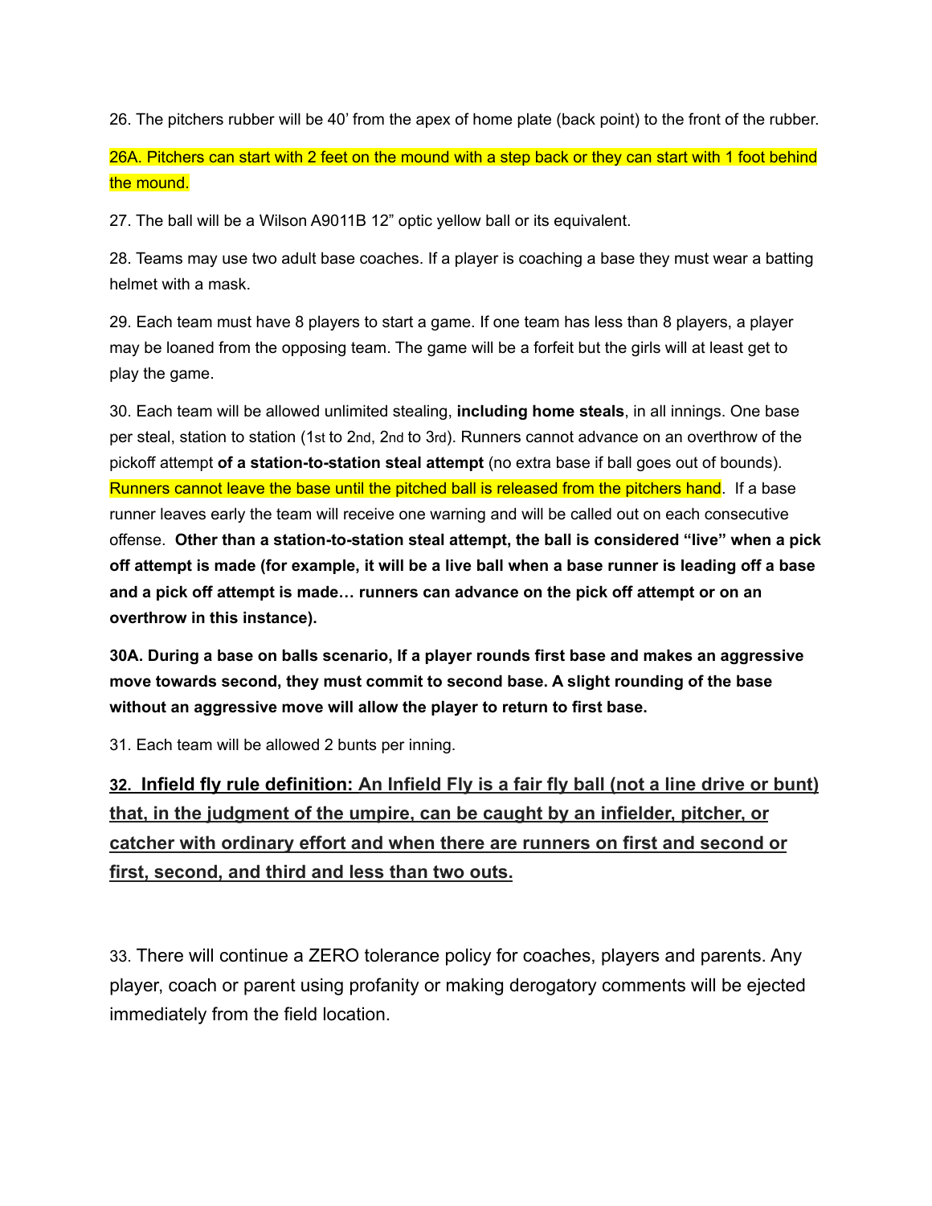26. The pitchers rubber will be 40' from the apex of home plate (back point) to the front of the rubber.

26A. Pitchers can start with 2 feet on the mound with a step back or they can start with 1 foot behind the mound.

27. The ball will be a Wilson A9011B 12" optic yellow ball or its equivalent.

28. Teams may use two adult base coaches. If a player is coaching a base they must wear a batting helmet with a mask.

29. Each team must have 8 players to start a game. If one team has less than 8 players, a player may be loaned from the opposing team. The game will be a forfeit but the girls will at least get to play the game.

30. Each team will be allowed unlimited stealing, **including home steals**, in all innings. One base per steal, station to station (1st to 2nd, 2nd to 3rd). Runners cannot advance on an overthrow of the pickoff attempt **of a station-to-station steal attempt** (no extra base if ball goes out of bounds). Runners cannot leave the base until the pitched ball is released from the pitchers hand. If a base runner leaves early the team will receive one warning and will be called out on each consecutive offense. **Other than a station-to-station steal attempt, the ball is considered "live" when a pick off attempt is made (for example, it will be a live ball when a base runner is leading off a base and a pick off attempt is made… runners can advance on the pick off attempt or on an overthrow in this instance).**

**30A. During a base on balls scenario, If a player rounds first base and makes an aggressive move towards second, they must commit to second base. A slight rounding of the base without an aggressive move will allow the player to return to first base.**

31. Each team will be allowed 2 bunts per inning.

**32. Infield fly rule definition:** An Infield Fly is a fair fly ball (not a line drive or bunt) that, in the judgment of the umpire, can be caught by an infielder, pitcher, or catcher with ordinary effort and when there are runners on first and second or first, second, and third and less than two outs.

33. There will continue a ZERO tolerance policy for coaches, players and parents. Any player, coach or parent using profanity or making derogatory comments will be ejected immediately from the field location.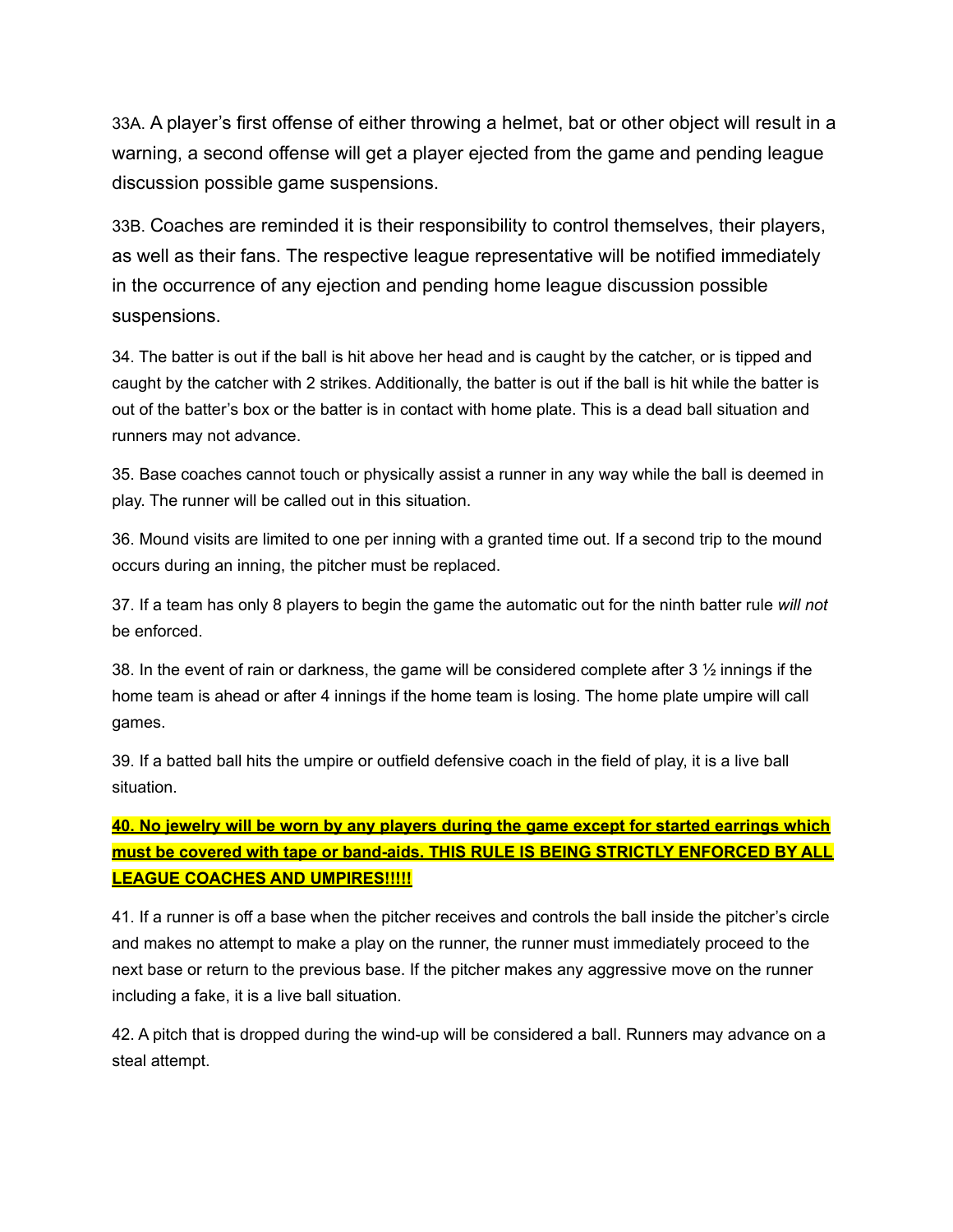33A. A player's first offense of either throwing a helmet, bat or other object will result in a warning, a second offense will get a player ejected from the game and pending league discussion possible game suspensions.

33B. Coaches are reminded it is their responsibility to control themselves, their players, as well as their fans. The respective league representative will be notified immediately in the occurrence of any ejection and pending home league discussion possible suspensions.

34. The batter is out if the ball is hit above her head and is caught by the catcher, or is tipped and caught by the catcher with 2 strikes. Additionally, the batter is out if the ball is hit while the batter is out of the batter's box or the batter is in contact with home plate. This is a dead ball situation and runners may not advance.

35. Base coaches cannot touch or physically assist a runner in any way while the ball is deemed in play. The runner will be called out in this situation.

36. Mound visits are limited to one per inning with a granted time out. If a second trip to the mound occurs during an inning, the pitcher must be replaced.

37. If a team has only 8 players to begin the game the automatic out for the ninth batter rule *will not* be enforced.

38. In the event of rain or darkness, the game will be considered complete after 3 ½ innings if the home team is ahead or after 4 innings if the home team is losing. The home plate umpire will call games.

39. If a batted ball hits the umpire or outfield defensive coach in the field of play, it is a live ball situation.

**40. No jewelry will be worn by any players during the game except for started earrings which must be covered with tape or band-aids. THIS RULE IS BEING STRICTLY ENFORCED BY ALL LEAGUE COACHES AND UMPIRES!!!!!**

41. If a runner is off a base when the pitcher receives and controls the ball inside the pitcher's circle and makes no attempt to make a play on the runner, the runner must immediately proceed to the next base or return to the previous base. If the pitcher makes any aggressive move on the runner including a fake, it is a live ball situation.

42. A pitch that is dropped during the wind-up will be considered a ball. Runners may advance on a steal attempt.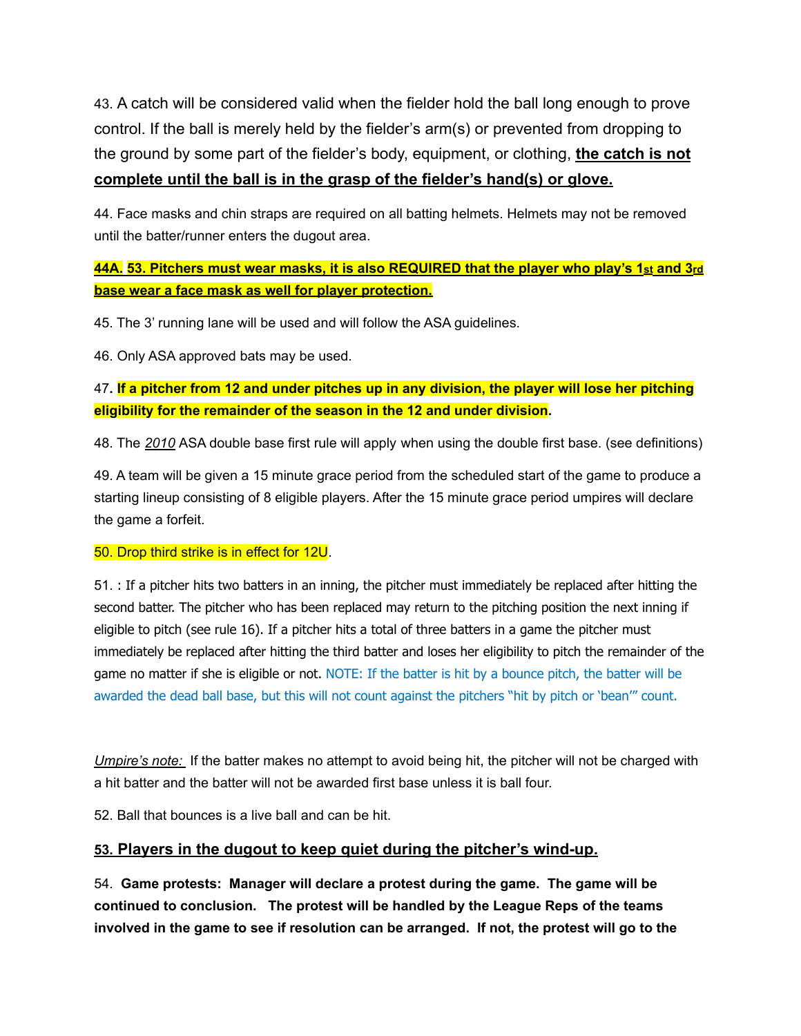43. A catch will be considered valid when the fielder hold the ball long enough to prove control. If the ball is merely held by the fielder's arm(s) or prevented from dropping to the ground by some part of the fielder's body, equipment, or clothing, **the catch is not complete until the ball is in the grasp of the fielder's hand(s) or glove.**

44. Face masks and chin straps are required on all batting helmets. Helmets may not be removed until the batter/runner enters the dugout area.

**44A. 53. Pitchers must wear masks, it is also REQUIRED that the player who play's 1st and 3rd base wear a face mask as well for player protection.**

45. The 3' running lane will be used and will follow the ASA guidelines.

46. Only ASA approved bats may be used.

47. **If a pitcher from 12 and under pitches up in any division, the player will lose her pitching eligibility for the remainder of the season in the 12 and under division.**

48. The *2010* ASA double base first rule will apply when using the double first base. (see definitions)

49. A team will be given a 15 minute grace period from the scheduled start of the game to produce a starting lineup consisting of 8 eligible players. After the 15 minute grace period umpires will declare the game a forfeit.

50. Drop third strike is in effect for 12U.

51. : If a pitcher hits two batters in an inning, the pitcher must immediately be replaced after hitting the second batter. The pitcher who has been replaced may return to the pitching position the next inning if eligible to pitch (see rule 16). If a pitcher hits a total of three batters in a game the pitcher must immediately be replaced after hitting the third batter and loses her eligibility to pitch the remainder of the game no matter if she is eligible or not. NOTE: If the batter is hit by a bounce pitch, the batter will be awarded the dead ball base, but this will not count against the pitchers "hit by pitch or 'bean'" count.

*Umpire's note:* If the batter makes no attempt to avoid being hit, the pitcher will not be charged with a hit batter and the batter will not be awarded first base unless it is ball four.

52. Ball that bounces is a live ball and can be hit.

**53. Players in the dugout to keep quiet during the pitcher's wind-up.**

54. **Game protests: Manager will declare a protest during the game. The game will be continued to conclusion. The protest will be handled by the League Reps of the teams involved in the game to see if resolution can be arranged. If not, the protest will go to the**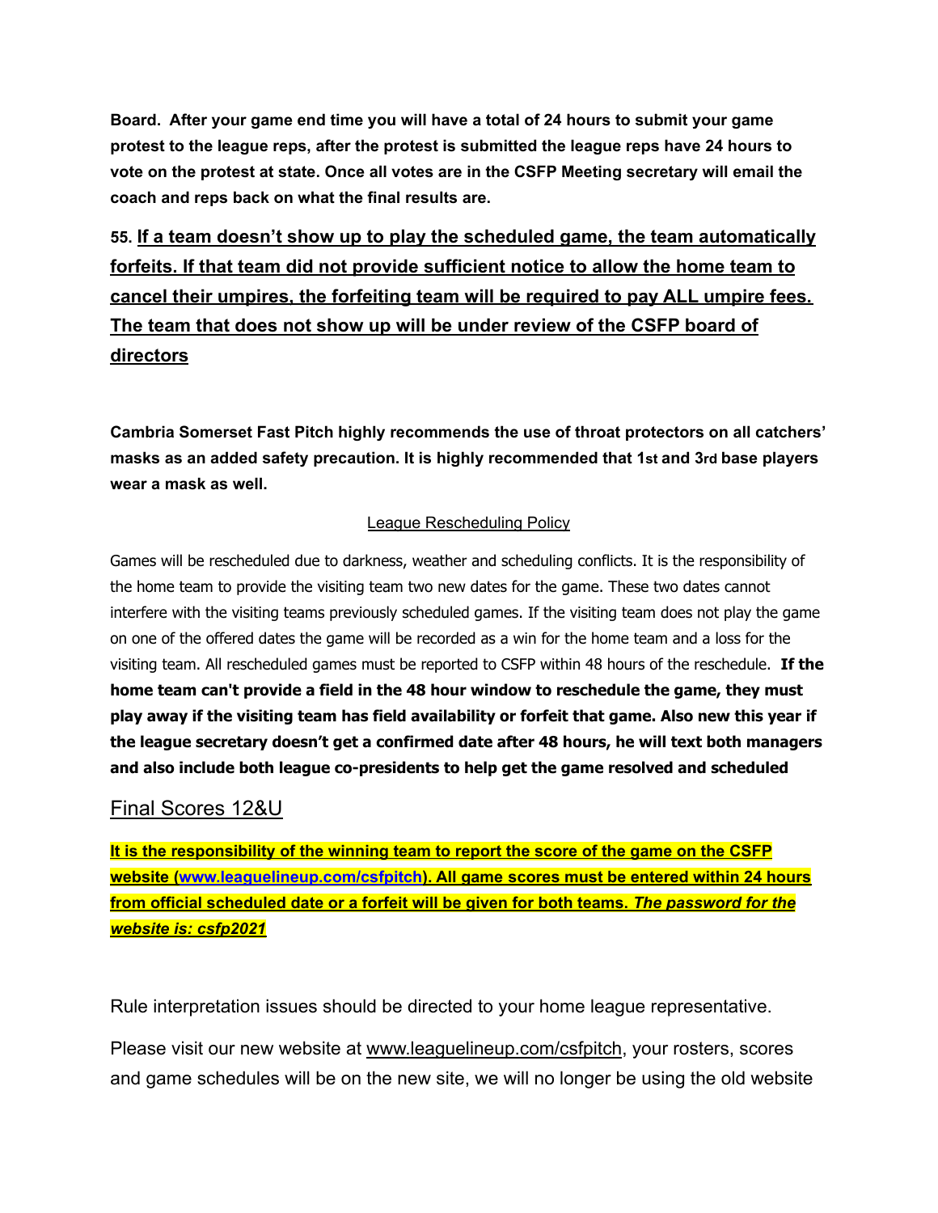**Board. After your game end time you will have a total of 24 hours to submit your game protest to the league reps, after the protest is submitted the league reps have 24 hours to vote on the protest at state. Once all votes are in the CSFP Meeting secretary will email the coach and reps back on what the final results are.**

**55. <u>If a team doesn't show up to play the scheduled game, the team automatically forfeits. If that team did not provide sufficient notice to allow the home team to cancel their umpires, the forfeiting team will be required to pay ALL umpire fees. The team that does not show up will be under review of the CSFP board of directors</u>**

**Cambria Somerset Fast Pitch highly recommends the use of throat protectors on all catchers' masks as an added safety precaution. It is highly recommended that 1st and 3rd base players wear a mask as well.**

<u>League Rescheduling Policy</u>

Games will be rescheduled due to darkness, weather and scheduling conflicts. It is the responsibility of the home team to provide the visiting team two new dates for the game. These two dates cannot interfere with the visiting teams previously scheduled games. If the visiting team does not play the game on one of the offered dates the game will be recorded as a win for the home team and a loss for the visiting team. All rescheduled games must be reported to CSFP within 48 hours of the reschedule. **If the home team can't provide a field in the 48 hour window to reschedule the game, they must play away if the visiting team has field availability or forfeit that game. Also new this year if the league secretary doesn't get a confirmed date after 48 hours, he will text both managers and also include both league co-presidents to help get the game resolved and scheduled**

## Final Scores 12&U

**<u>It is the responsibility of the winning team to report the score of the game on the CSFP website (www.leaguelineup.com/csfpitch). All game scores must be entered within 24 hours from official scheduled date or a forfeit will be given for both teams. *The password for the website is: csfp2021*</u>**

Rule interpretation issues should be directed to your home league representative.

Please visit our new website at www.leaguelineup.com/csfpitch, your rosters, scores and game schedules will be on the new site, we will no longer be using the old website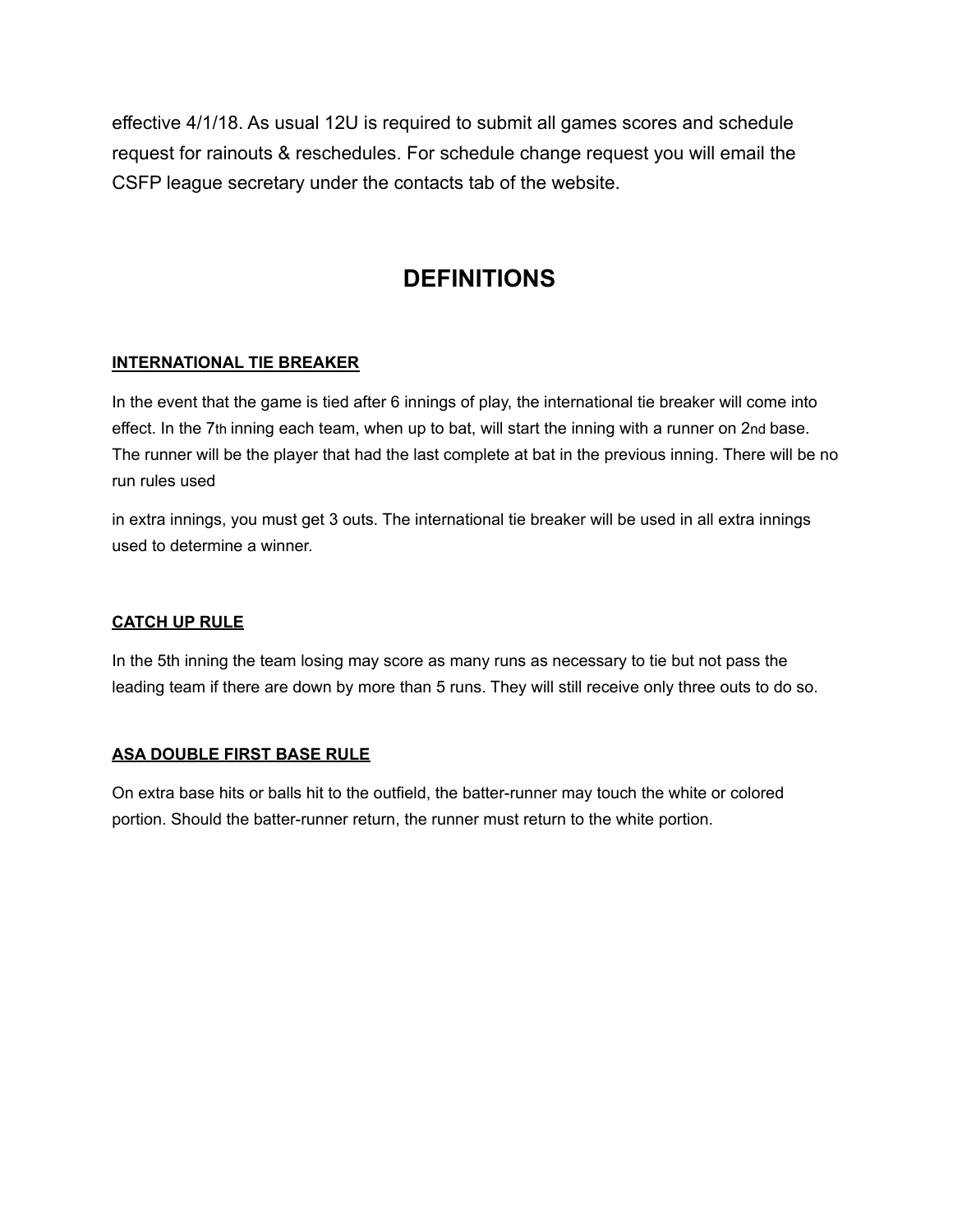effective 4/1/18. As usual 12U is required to submit all games scores and schedule request for rainouts & reschedules. For schedule change request you will email the CSFP league secretary under the contacts tab of the website.

# DEFINITIONS

## INTERNATIONAL TIE BREAKER

In the event that the game is tied after 6 innings of play, the international tie breaker will come into effect. In the 7th inning each team, when up to bat, will start the inning with a runner on 2nd base. The runner will be the player that had the last complete at bat in the previous inning. There will be no run rules used

in extra innings, you must get 3 outs. The international tie breaker will be used in all extra innings used to determine a winner.

## CATCH UP RULE

In the 5th inning the team losing may score as many runs as necessary to tie but not pass the leading team if there are down by more than 5 runs. They will still receive only three outs to do so.

## ASA DOUBLE FIRST BASE RULE

On extra base hits or balls hit to the outfield, the batter-runner may touch the white or colored portion. Should the batter-runner return, the runner must return to the white portion.